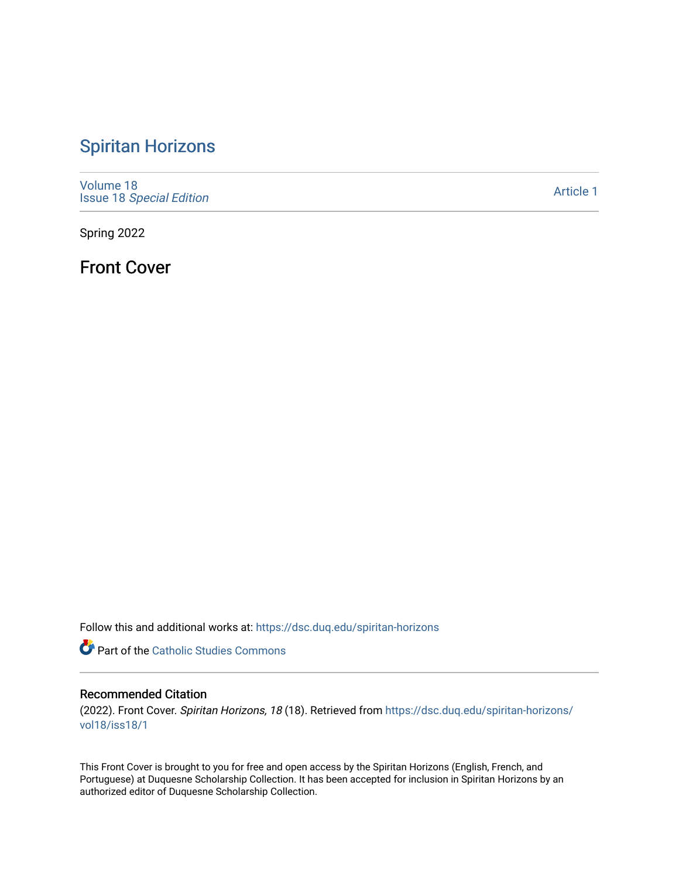# Spiritan Horizons

Volume 18
Issue 18 *Special Edition*

Article 1

Spring 2022

## Front Cover

Follow this and additional works at: https://dsc.duq.edu/spiritan-horizons

Part of the Catholic Studies Commons

### Recommended Citation

(2022). Front Cover. *Spiritan Horizons, 18* (18). Retrieved from https://dsc.duq.edu/spiritan-horizons/vol18/iss18/1

This Front Cover is brought to you for free and open access by the Spiritan Horizons (English, French, and Portuguese) at Duquesne Scholarship Collection. It has been accepted for inclusion in Spiritan Horizons by an authorized editor of Duquesne Scholarship Collection.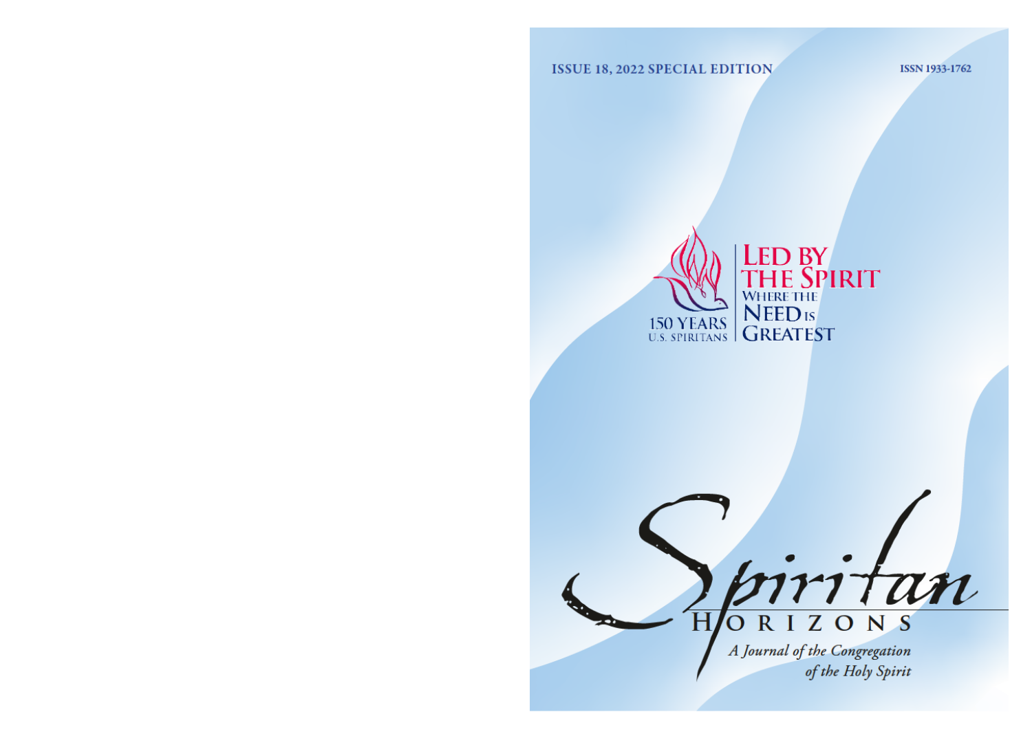ISSUE 18, 2022 SPECIAL EDITION

ISSN 1933-1762

150 YEARS
U.S. SPIRITANS

# LED BY THE SPIRIT

WHERE THE NEED IS GREATEST

# Spiritan Horizons

*A Journal of the Congregation of the Holy Spirit*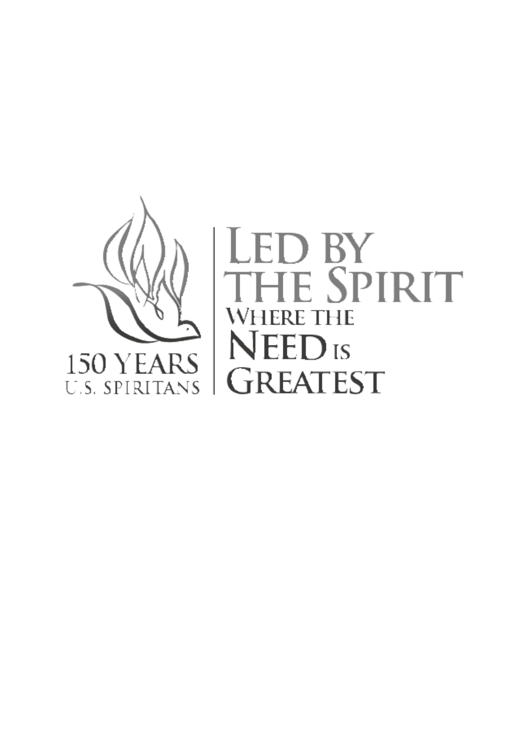150 YEARS
U.S. SPIRITANS

# LED BY THE SPIRIT

## WHERE THE NEED IS GREATEST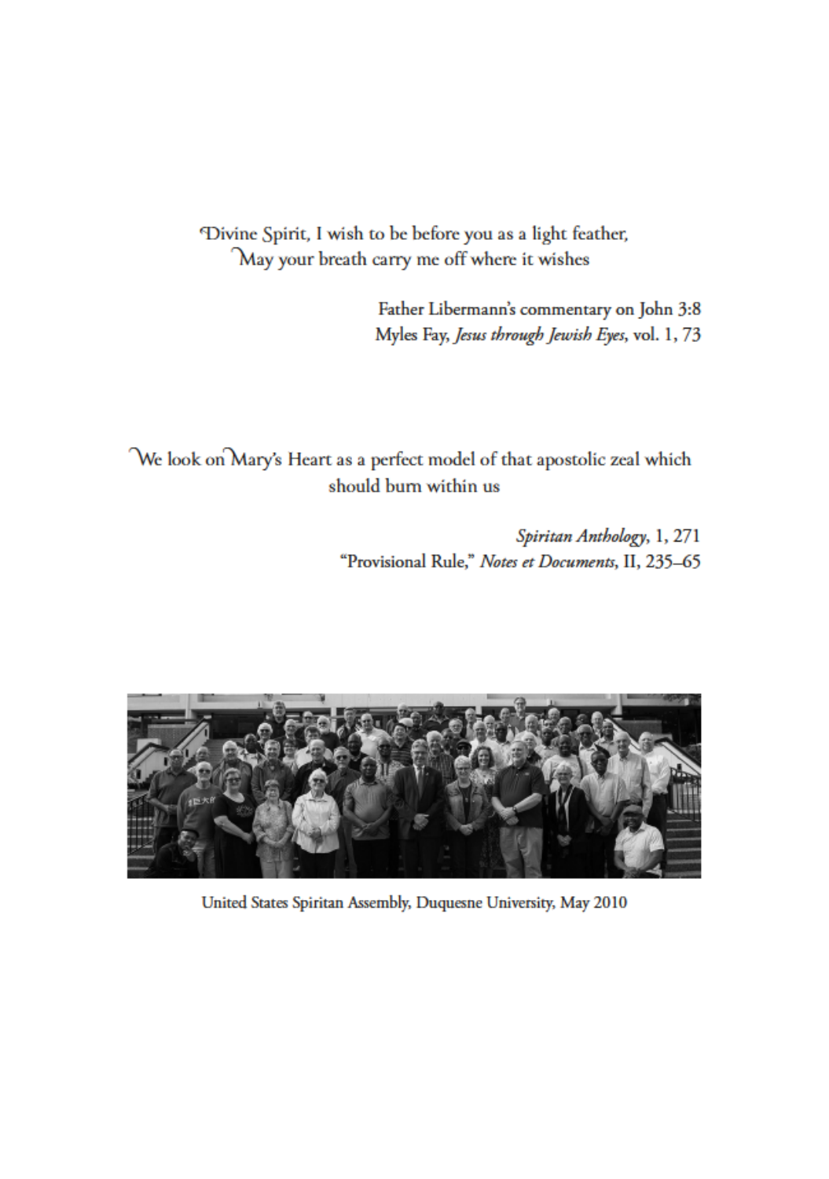Divine Spirit, I wish to be before you as a light feather,
May your breath carry me off where it wishes

Father Libermann's commentary on John 3:8
Myles Fay, *Jesus through Jewish Eyes*, vol. 1, 73

We look on Mary's Heart as a perfect model of that apostolic zeal which should burn within us

*Spiritan Anthology*, 1, 271
"Provisional Rule," *Notes et Documents*, II, 235–65

United States Spiritan Assembly, Duquesne University, May 2010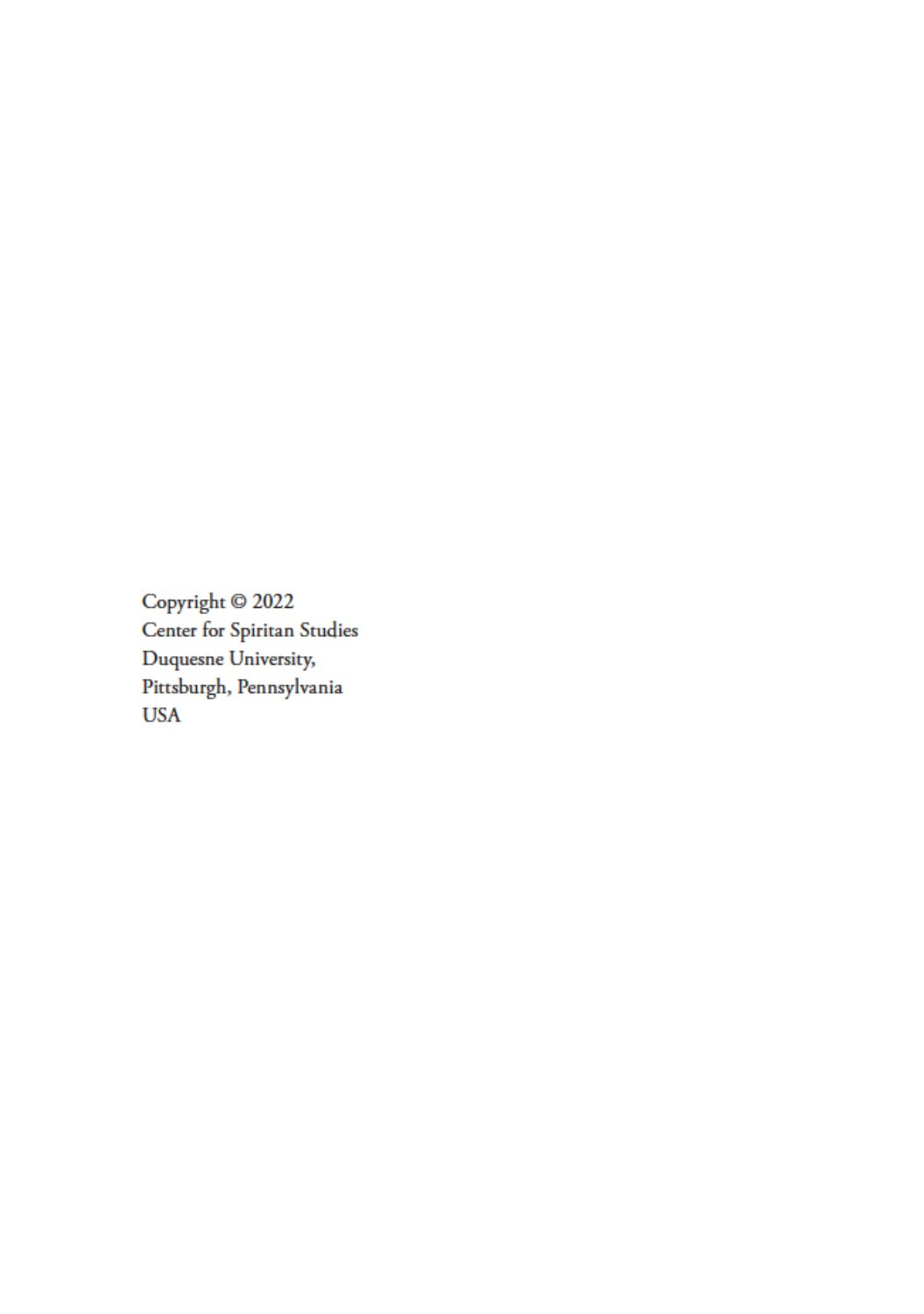Copyright © 2022
Center for Spiritan Studies
Duquesne University,
Pittsburgh, Pennsylvania
USA